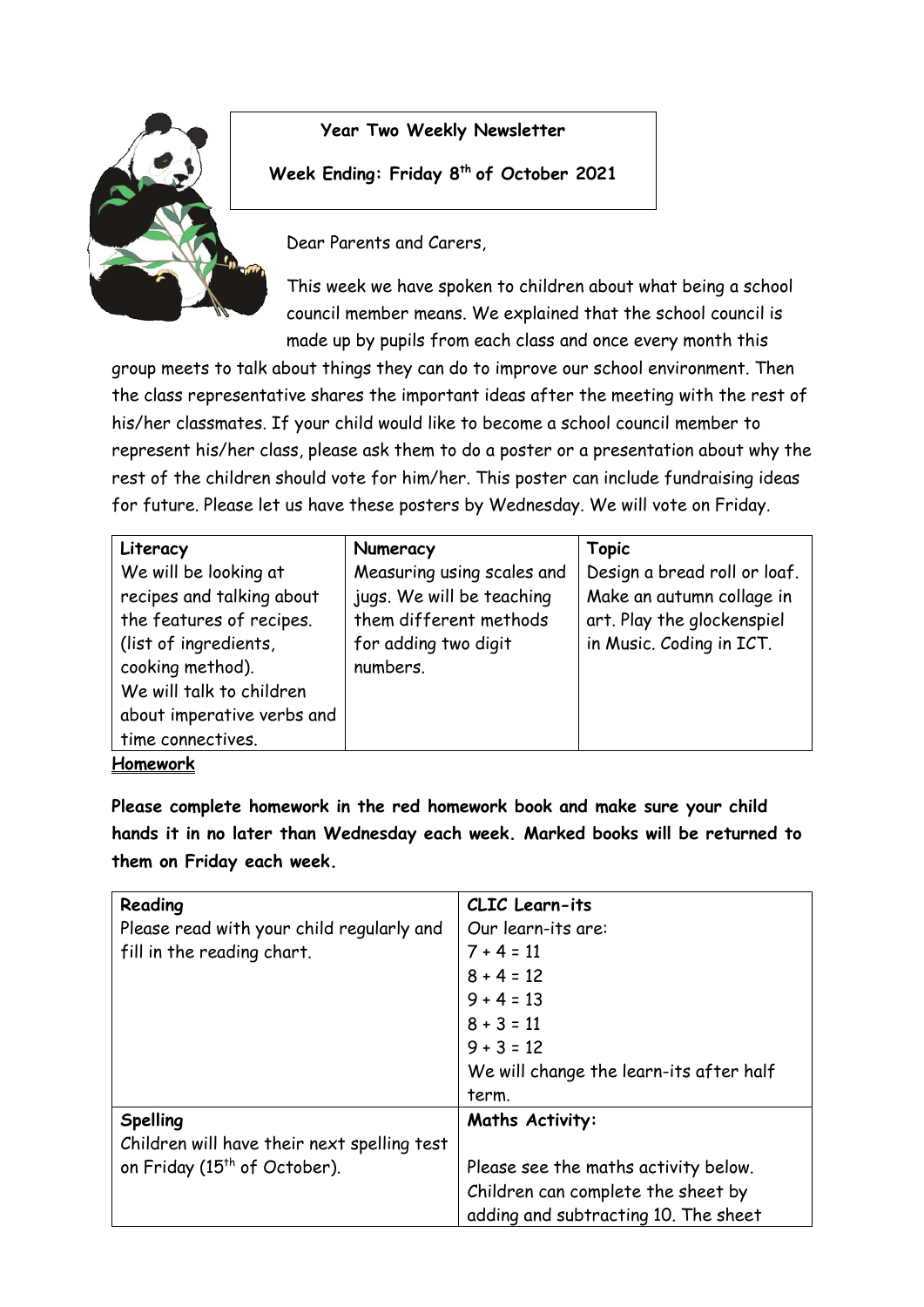**Year Two Weekly Newsletter**

**Week Ending: Friday 8th of October 2021**

Dear Parents and Carers,

This week we have spoken to children about what being a school council member means. We explained that the school council is made up by pupils from each class and once every month this group meets to talk about things they can do to improve our school environment. Then the class representative shares the important ideas after the meeting with the rest of his/her classmates. If your child would like to become a school council member to represent his/her class, please ask them to do a poster or a presentation about why the rest of the children should vote for him/her. This poster can include fundraising ideas for future. Please let us have these posters by Wednesday. We will vote on Friday.

| **Literacy** | **Numeracy** | **Topic** |
|---|---|---|
| We will be looking at recipes and talking about the features of recipes. (list of ingredients, cooking method). We will talk to children about imperative verbs and time connectives. | Measuring using scales and jugs. We will be teaching them different methods for adding two digit numbers. | Design a bread roll or loaf. Make an autumn collage in art. Play the glockenspiel in Music. Coding in ICT. |

**Homework**

**Please complete homework in the red homework book and make sure your child hands it in no later than Wednesday each week. Marked books will be returned to them on Friday each week.**

| **Reading** | **CLIC Learn-its** |
|---|---|
| Please read with your child regularly and fill in the reading chart. | Our learn-its are:<br>7 + 4 = 11<br>8 + 4 = 12<br>9 + 4 = 13<br>8 + 3 = 11<br>9 + 3 = 12<br>We will change the learn-its after half term. |
| **Spelling** | **Maths Activity:** |
| Children will have their next spelling test on Friday (15th of October). | Please see the maths activity below. Children can complete the sheet by adding and subtracting 10. The sheet |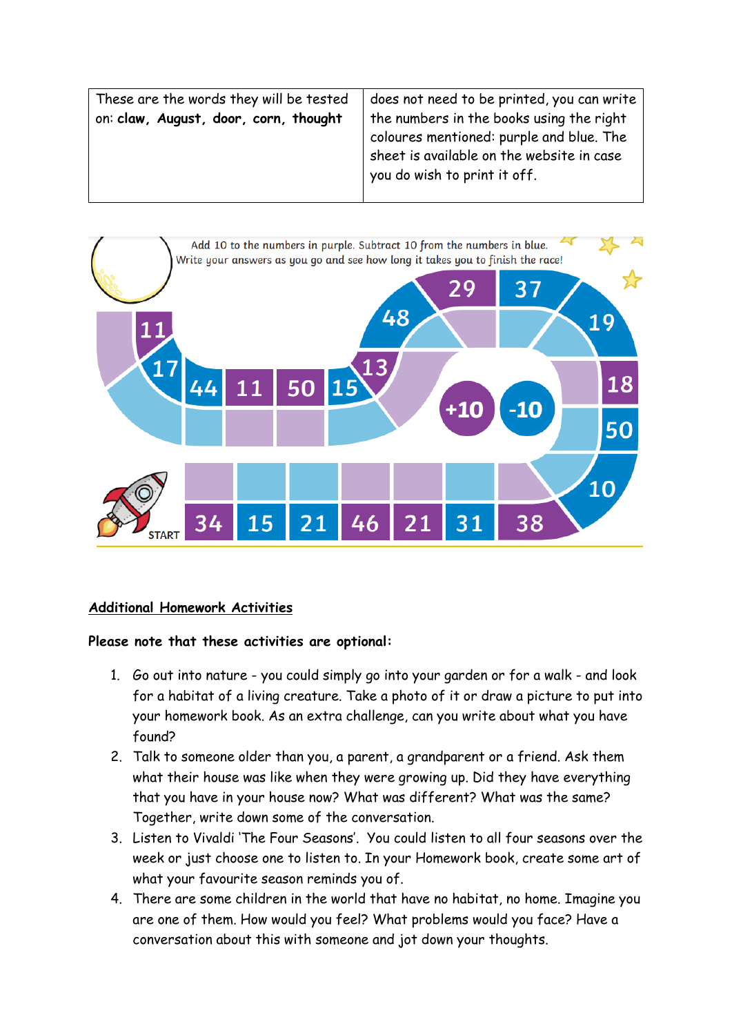| These are the words they will be tested on: **claw, August, door, corn, thought** | does not need to be printed, you can write the numbers in the books using the right colours mentioned: purple and blue. The sheet is available on the website in case you do wish to print it off. |
|---|---|

Add 10 to the numbers in purple. Subtract 10 from the numbers in blue.
Write your answers as you go and see how long it takes you to finish the race!

START

34 15 21 46 21 31 38 10 50 18 19 37 29 48 13 15 50 11 44 17 11

+10 -10

## Additional Homework Activities

**Please note that these activities are optional:**

1. Go out into nature - you could simply go into your garden or for a walk - and look for a habitat of a living creature. Take a photo of it or draw a picture to put into your homework book. As an extra challenge, can you write about what you have found?
2. Talk to someone older than you, a parent, a grandparent or a friend. Ask them what their house was like when they were growing up. Did they have everything that you have in your house now? What was different? What was the same? Together, write down some of the conversation.
3. Listen to Vivaldi 'The Four Seasons'. You could listen to all four seasons over the week or just choose one to listen to. In your Homework book, create some art of what your favourite season reminds you of.
4. There are some children in the world that have no habitat, no home. Imagine you are one of them. How would you feel? What problems would you face? Have a conversation about this with someone and jot down your thoughts.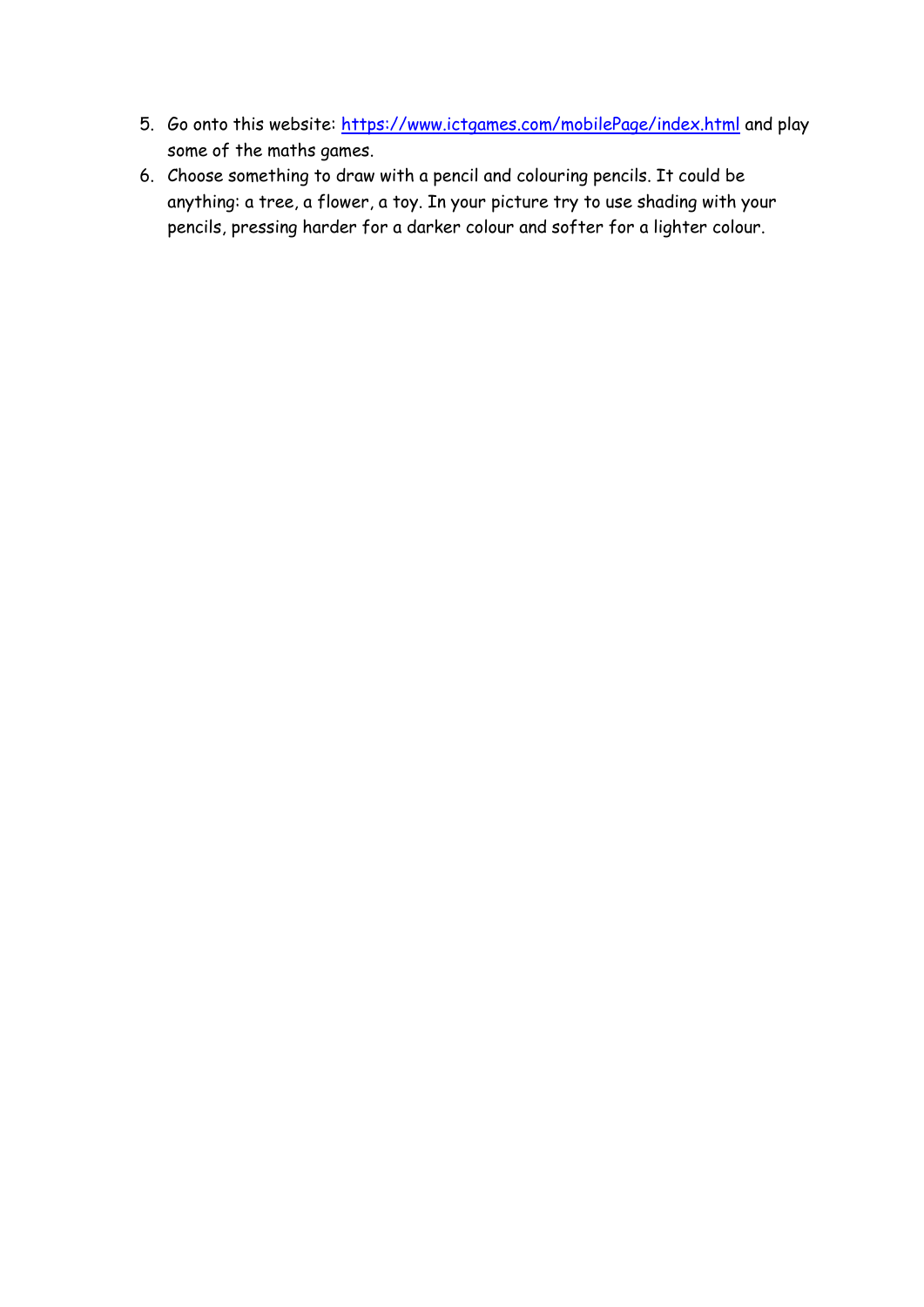5. Go onto this website: [https://www.ictgames.com/mobilePage/index.html](https://www.ictgames.com/mobilePage/index.html) and play some of the maths games.
6. Choose something to draw with a pencil and colouring pencils. It could be anything: a tree, a flower, a toy. In your picture try to use shading with your pencils, pressing harder for a darker colour and softer for a lighter colour.